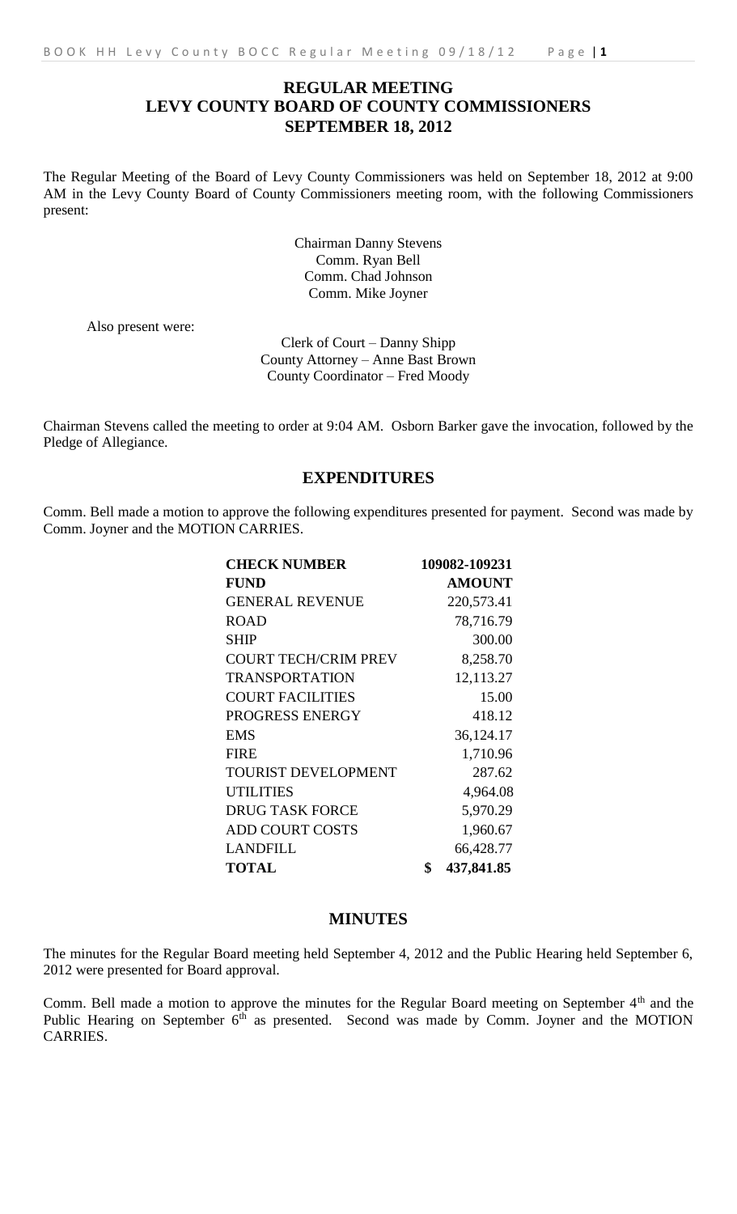# REGULAR MEETING
# LEVY COUNTY BOARD OF COUNTY COMMISSIONERS
# SEPTEMBER 18, 2012

The Regular Meeting of the Board of Levy County Commissioners was held on September 18, 2012 at 9:00 AM in the Levy County Board of County Commissioners meeting room, with the following Commissioners present:

Chairman Danny Stevens
Comm. Ryan Bell
Comm. Chad Johnson
Comm. Mike Joyner

Also present were:

Clerk of Court – Danny Shipp
County Attorney – Anne Bast Brown
County Coordinator – Fred Moody

Chairman Stevens called the meeting to order at 9:04 AM. Osborn Barker gave the invocation, followed by the Pledge of Allegiance.

## EXPENDITURES

Comm. Bell made a motion to approve the following expenditures presented for payment. Second was made by Comm. Joyner and the MOTION CARRIES.

| CHECK NUMBER | 109082-109231 |
|---|---|
| **FUND** | **AMOUNT** |
| GENERAL REVENUE | 220,573.41 |
| ROAD | 78,716.79 |
| SHIP | 300.00 |
| COURT TECH/CRIM PREV | 8,258.70 |
| TRANSPORTATION | 12,113.27 |
| COURT FACILITIES | 15.00 |
| PROGRESS ENERGY | 418.12 |
| EMS | 36,124.17 |
| FIRE | 1,710.96 |
| TOURIST DEVELOPMENT | 287.62 |
| UTILITIES | 4,964.08 |
| DRUG TASK FORCE | 5,970.29 |
| ADD COURT COSTS | 1,960.67 |
| LANDFILL | 66,428.77 |
| **TOTAL** | **$ 437,841.85** |

## MINUTES

The minutes for the Regular Board meeting held September 4, 2012 and the Public Hearing held September 6, 2012 were presented for Board approval.

Comm. Bell made a motion to approve the minutes for the Regular Board meeting on September 4th and the Public Hearing on September 6th as presented. Second was made by Comm. Joyner and the MOTION CARRIES.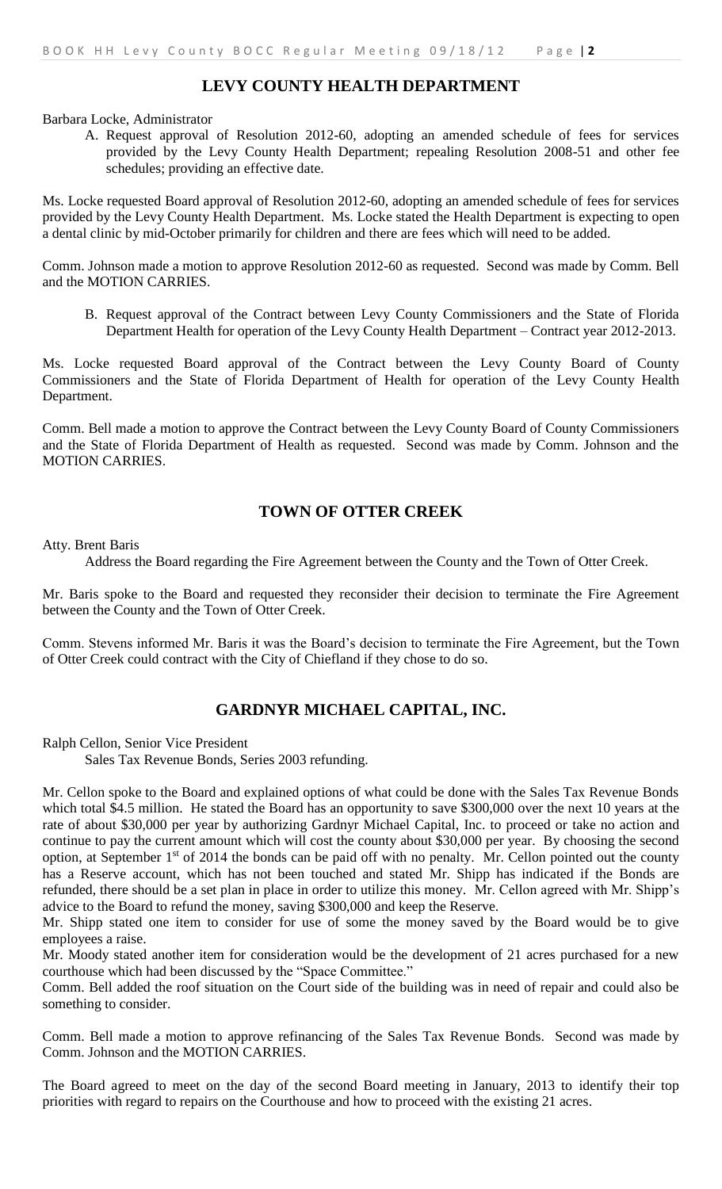## LEVY COUNTY HEALTH DEPARTMENT

Barbara Locke, Administrator

A. Request approval of Resolution 2012-60, adopting an amended schedule of fees for services provided by the Levy County Health Department; repealing Resolution 2008-51 and other fee schedules; providing an effective date.

Ms. Locke requested Board approval of Resolution 2012-60, adopting an amended schedule of fees for services provided by the Levy County Health Department. Ms. Locke stated the Health Department is expecting to open a dental clinic by mid-October primarily for children and there are fees which will need to be added.

Comm. Johnson made a motion to approve Resolution 2012-60 as requested. Second was made by Comm. Bell and the MOTION CARRIES.

B. Request approval of the Contract between Levy County Commissioners and the State of Florida Department Health for operation of the Levy County Health Department – Contract year 2012-2013.

Ms. Locke requested Board approval of the Contract between the Levy County Board of County Commissioners and the State of Florida Department of Health for operation of the Levy County Health Department.

Comm. Bell made a motion to approve the Contract between the Levy County Board of County Commissioners and the State of Florida Department of Health as requested. Second was made by Comm. Johnson and the MOTION CARRIES.

## TOWN OF OTTER CREEK

Atty. Brent Baris

Address the Board regarding the Fire Agreement between the County and the Town of Otter Creek.

Mr. Baris spoke to the Board and requested they reconsider their decision to terminate the Fire Agreement between the County and the Town of Otter Creek.

Comm. Stevens informed Mr. Baris it was the Board's decision to terminate the Fire Agreement, but the Town of Otter Creek could contract with the City of Chiefland if they chose to do so.

## GARDNYR MICHAEL CAPITAL, INC.

Ralph Cellon, Senior Vice President

Sales Tax Revenue Bonds, Series 2003 refunding.

Mr. Cellon spoke to the Board and explained options of what could be done with the Sales Tax Revenue Bonds which total $4.5 million. He stated the Board has an opportunity to save $300,000 over the next 10 years at the rate of about $30,000 per year by authorizing Gardnyr Michael Capital, Inc. to proceed or take no action and continue to pay the current amount which will cost the county about $30,000 per year. By choosing the second option, at September 1st of 2014 the bonds can be paid off with no penalty. Mr. Cellon pointed out the county has a Reserve account, which has not been touched and stated Mr. Shipp has indicated if the Bonds are refunded, there should be a set plan in place in order to utilize this money. Mr. Cellon agreed with Mr. Shipp's advice to the Board to refund the money, saving $300,000 and keep the Reserve.

Mr. Shipp stated one item to consider for use of some the money saved by the Board would be to give employees a raise.

Mr. Moody stated another item for consideration would be the development of 21 acres purchased for a new courthouse which had been discussed by the "Space Committee."

Comm. Bell added the roof situation on the Court side of the building was in need of repair and could also be something to consider.

Comm. Bell made a motion to approve refinancing of the Sales Tax Revenue Bonds. Second was made by Comm. Johnson and the MOTION CARRIES.

The Board agreed to meet on the day of the second Board meeting in January, 2013 to identify their top priorities with regard to repairs on the Courthouse and how to proceed with the existing 21 acres.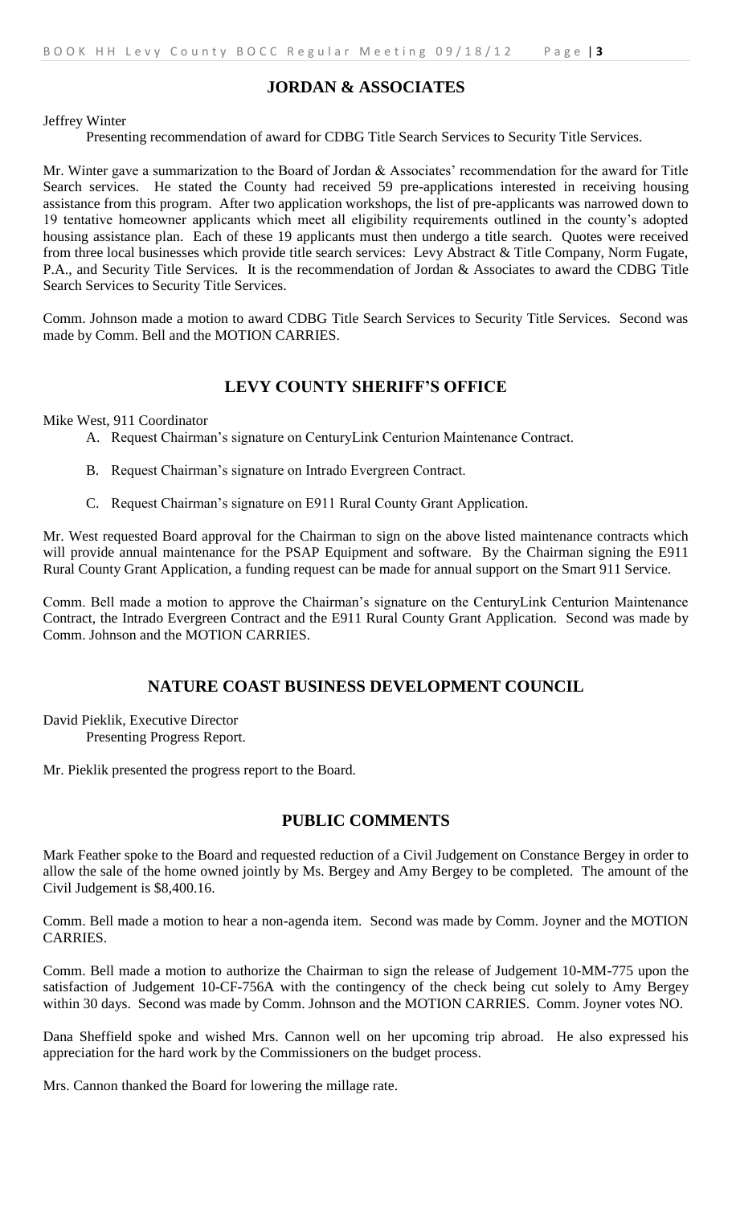## JORDAN & ASSOCIATES

Jeffrey Winter

Presenting recommendation of award for CDBG Title Search Services to Security Title Services.

Mr. Winter gave a summarization to the Board of Jordan & Associates' recommendation for the award for Title Search services. He stated the County had received 59 pre-applications interested in receiving housing assistance from this program. After two application workshops, the list of pre-applicants was narrowed down to 19 tentative homeowner applicants which meet all eligibility requirements outlined in the county's adopted housing assistance plan. Each of these 19 applicants must then undergo a title search. Quotes were received from three local businesses which provide title search services: Levy Abstract & Title Company, Norm Fugate, P.A., and Security Title Services. It is the recommendation of Jordan & Associates to award the CDBG Title Search Services to Security Title Services.

Comm. Johnson made a motion to award CDBG Title Search Services to Security Title Services. Second was made by Comm. Bell and the MOTION CARRIES.

## LEVY COUNTY SHERIFF'S OFFICE

Mike West, 911 Coordinator

A. Request Chairman's signature on CenturyLink Centurion Maintenance Contract.

B. Request Chairman's signature on Intrado Evergreen Contract.

C. Request Chairman's signature on E911 Rural County Grant Application.

Mr. West requested Board approval for the Chairman to sign on the above listed maintenance contracts which will provide annual maintenance for the PSAP Equipment and software. By the Chairman signing the E911 Rural County Grant Application, a funding request can be made for annual support on the Smart 911 Service.

Comm. Bell made a motion to approve the Chairman's signature on the CenturyLink Centurion Maintenance Contract, the Intrado Evergreen Contract and the E911 Rural County Grant Application. Second was made by Comm. Johnson and the MOTION CARRIES.

## NATURE COAST BUSINESS DEVELOPMENT COUNCIL

David Pieklik, Executive Director

Presenting Progress Report.

Mr. Pieklik presented the progress report to the Board.

## PUBLIC COMMENTS

Mark Feather spoke to the Board and requested reduction of a Civil Judgement on Constance Bergey in order to allow the sale of the home owned jointly by Ms. Bergey and Amy Bergey to be completed. The amount of the Civil Judgement is $8,400.16.

Comm. Bell made a motion to hear a non-agenda item. Second was made by Comm. Joyner and the MOTION CARRIES.

Comm. Bell made a motion to authorize the Chairman to sign the release of Judgement 10-MM-775 upon the satisfaction of Judgement 10-CF-756A with the contingency of the check being cut solely to Amy Bergey within 30 days. Second was made by Comm. Johnson and the MOTION CARRIES. Comm. Joyner votes NO.

Dana Sheffield spoke and wished Mrs. Cannon well on her upcoming trip abroad. He also expressed his appreciation for the hard work by the Commissioners on the budget process.

Mrs. Cannon thanked the Board for lowering the millage rate.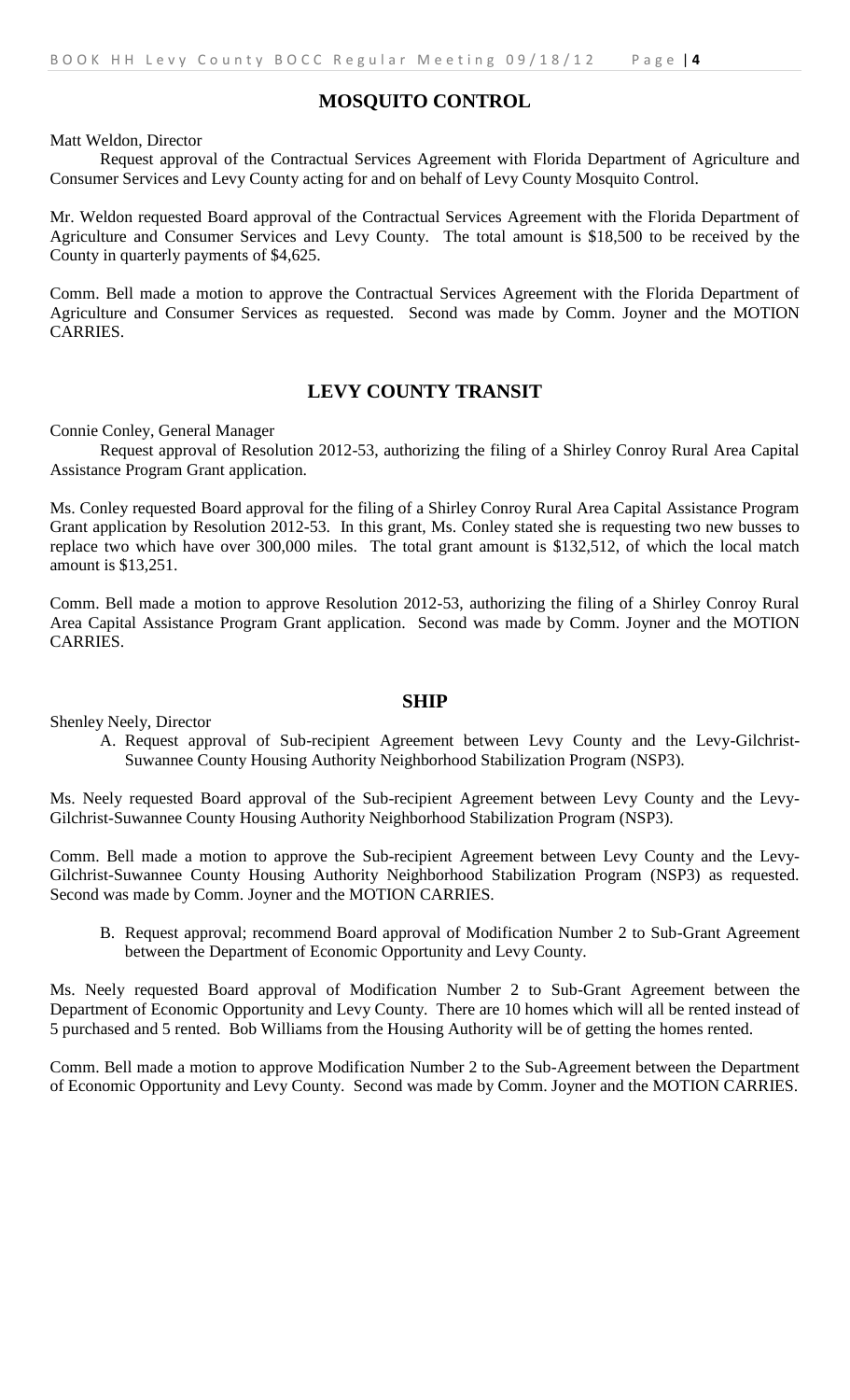## MOSQUITO CONTROL

Matt Weldon, Director

Request approval of the Contractual Services Agreement with Florida Department of Agriculture and Consumer Services and Levy County acting for and on behalf of Levy County Mosquito Control.

Mr. Weldon requested Board approval of the Contractual Services Agreement with the Florida Department of Agriculture and Consumer Services and Levy County. The total amount is $18,500 to be received by the County in quarterly payments of $4,625.

Comm. Bell made a motion to approve the Contractual Services Agreement with the Florida Department of Agriculture and Consumer Services as requested. Second was made by Comm. Joyner and the MOTION CARRIES.

## LEVY COUNTY TRANSIT

Connie Conley, General Manager

Request approval of Resolution 2012-53, authorizing the filing of a Shirley Conroy Rural Area Capital Assistance Program Grant application.

Ms. Conley requested Board approval for the filing of a Shirley Conroy Rural Area Capital Assistance Program Grant application by Resolution 2012-53. In this grant, Ms. Conley stated she is requesting two new busses to replace two which have over 300,000 miles. The total grant amount is $132,512, of which the local match amount is $13,251.

Comm. Bell made a motion to approve Resolution 2012-53, authorizing the filing of a Shirley Conroy Rural Area Capital Assistance Program Grant application. Second was made by Comm. Joyner and the MOTION CARRIES.

## SHIP

Shenley Neely, Director

A. Request approval of Sub-recipient Agreement between Levy County and the Levy-Gilchrist-Suwannee County Housing Authority Neighborhood Stabilization Program (NSP3).

Ms. Neely requested Board approval of the Sub-recipient Agreement between Levy County and the Levy-Gilchrist-Suwannee County Housing Authority Neighborhood Stabilization Program (NSP3).

Comm. Bell made a motion to approve the Sub-recipient Agreement between Levy County and the Levy-Gilchrist-Suwannee County Housing Authority Neighborhood Stabilization Program (NSP3) as requested. Second was made by Comm. Joyner and the MOTION CARRIES.

B. Request approval; recommend Board approval of Modification Number 2 to Sub-Grant Agreement between the Department of Economic Opportunity and Levy County.

Ms. Neely requested Board approval of Modification Number 2 to Sub-Grant Agreement between the Department of Economic Opportunity and Levy County. There are 10 homes which will all be rented instead of 5 purchased and 5 rented. Bob Williams from the Housing Authority will be of getting the homes rented.

Comm. Bell made a motion to approve Modification Number 2 to the Sub-Agreement between the Department of Economic Opportunity and Levy County. Second was made by Comm. Joyner and the MOTION CARRIES.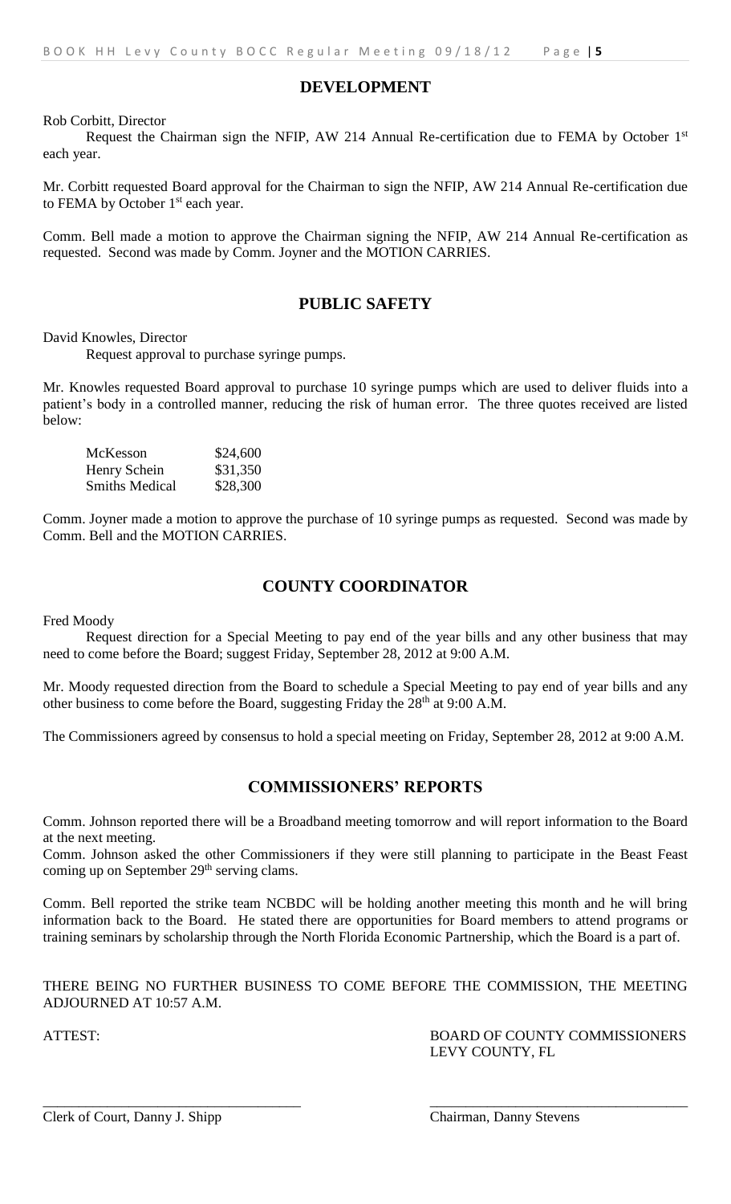## DEVELOPMENT

Rob Corbitt, Director

Request the Chairman sign the NFIP, AW 214 Annual Re-certification due to FEMA by October 1st each year.

Mr. Corbitt requested Board approval for the Chairman to sign the NFIP, AW 214 Annual Re-certification due to FEMA by October 1st each year.

Comm. Bell made a motion to approve the Chairman signing the NFIP, AW 214 Annual Re-certification as requested. Second was made by Comm. Joyner and the MOTION CARRIES.

## PUBLIC SAFETY

David Knowles, Director

Request approval to purchase syringe pumps.

Mr. Knowles requested Board approval to purchase 10 syringe pumps which are used to deliver fluids into a patient's body in a controlled manner, reducing the risk of human error. The three quotes received are listed below:

| | |
|---|---|
| McKesson | $24,600 |
| Henry Schein | $31,350 |
| Smiths Medical | $28,300 |

Comm. Joyner made a motion to approve the purchase of 10 syringe pumps as requested. Second was made by Comm. Bell and the MOTION CARRIES.

## COUNTY COORDINATOR

Fred Moody

Request direction for a Special Meeting to pay end of the year bills and any other business that may need to come before the Board; suggest Friday, September 28, 2012 at 9:00 A.M.

Mr. Moody requested direction from the Board to schedule a Special Meeting to pay end of year bills and any other business to come before the Board, suggesting Friday the 28th at 9:00 A.M.

The Commissioners agreed by consensus to hold a special meeting on Friday, September 28, 2012 at 9:00 A.M.

## COMMISSIONERS' REPORTS

Comm. Johnson reported there will be a Broadband meeting tomorrow and will report information to the Board at the next meeting.

Comm. Johnson asked the other Commissioners if they were still planning to participate in the Beast Feast coming up on September 29th serving clams.

Comm. Bell reported the strike team NCBDC will be holding another meeting this month and he will bring information back to the Board. He stated there are opportunities for Board members to attend programs or training seminars by scholarship through the North Florida Economic Partnership, which the Board is a part of.

THERE BEING NO FURTHER BUSINESS TO COME BEFORE THE COMMISSION, THE MEETING ADJOURNED AT 10:57 A.M.

ATTEST:

BOARD OF COUNTY COMMISSIONERS
LEVY COUNTY, FL

\_\_\_\_\_\_\_\_\_\_\_\_\_\_\_\_\_\_\_\_\_\_\_\_\_\_\_\_\_\_\_\_\_\_\_\_
Clerk of Court, Danny J. Shipp

\_\_\_\_\_\_\_\_\_\_\_\_\_\_\_\_\_\_\_\_\_\_\_\_\_\_\_\_\_\_\_\_\_\_\_\_
Chairman, Danny Stevens